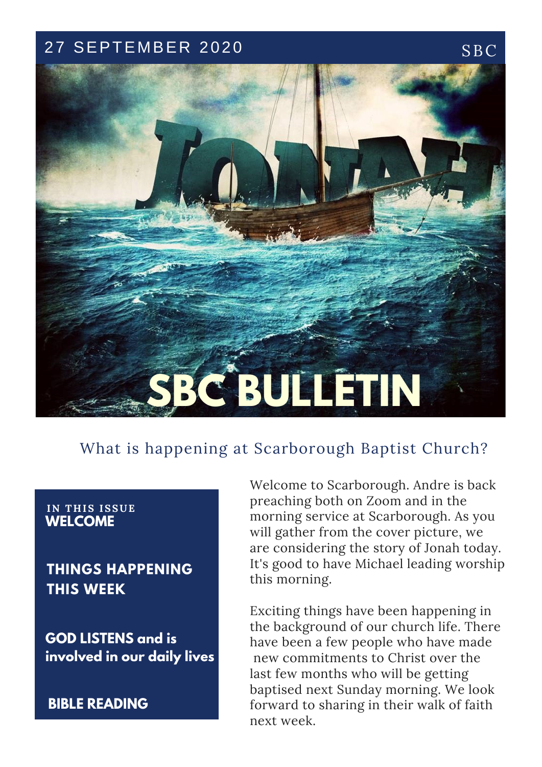27 SEPTEMBER 2020 SBC

# SBC BULLETIN

## What is happening at Scarborough Baptist Church?

**IN THIS ISSUE**

- **WELCOME**
- **THINGS HAPPENING THIS WEEK**
- **GOD LISTENS and is involved in our daily lives**
- **BIBLE READING**

Welcome to Scarborough. Andre is back preaching both on Zoom and in the morning service at Scarborough. As you will gather from the cover picture, we are considering the story of Jonah today. It's good to have Michael leading worship this morning.

Exciting things have been happening in the background of our church life. There have been a few people who have made new commitments to Christ over the last few months who will be getting baptised next Sunday morning. We look forward to sharing in their walk of faith next week.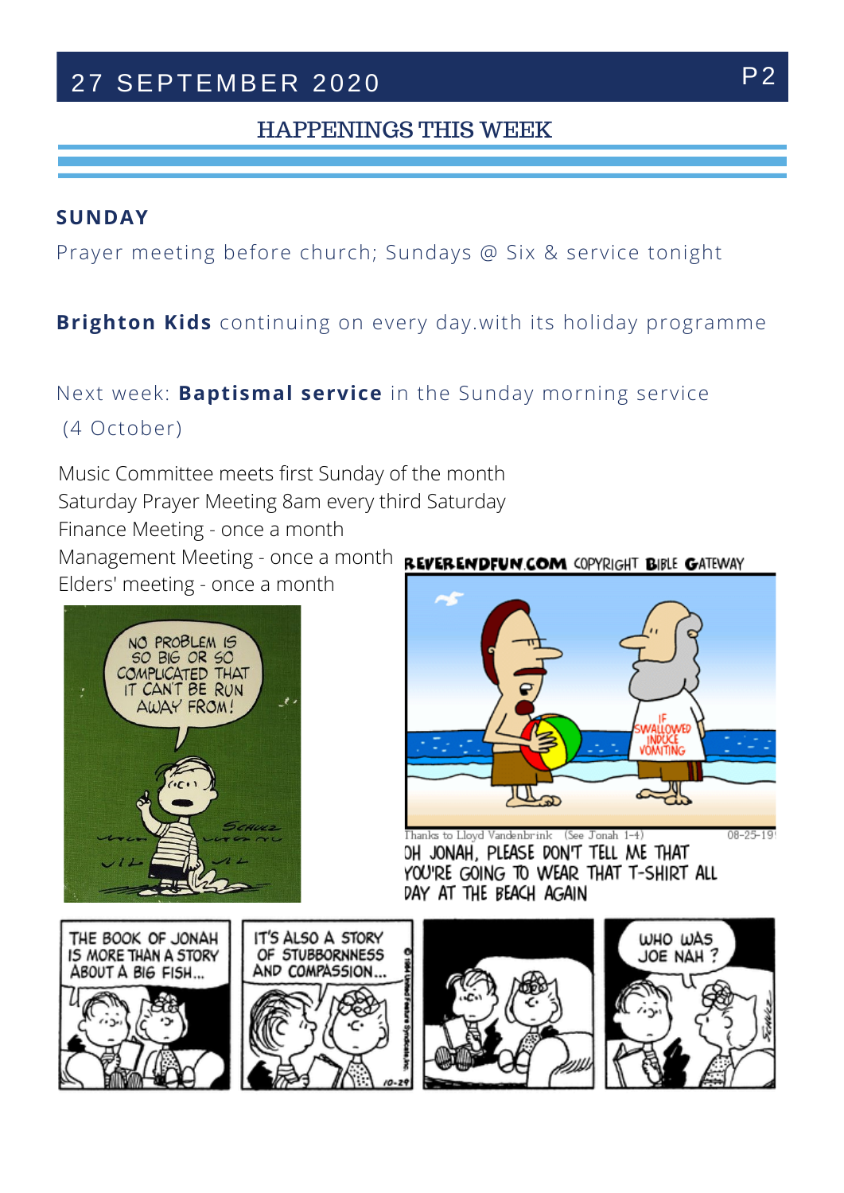## HAPPENINGS THIS WEEK

### SUNDAY

Prayer meeting before church; Sundays @ Six & service tonight

**Brighton Kids** continuing on every day.with its holiday programme

Next week: **Baptismal service** in the Sunday morning service (4 October)

Music Committee meets first Sunday of the month
Saturday Prayer Meeting 8am every third Saturday
Finance Meeting - once a month
Management Meeting - once a month
Elders' meeting - once a month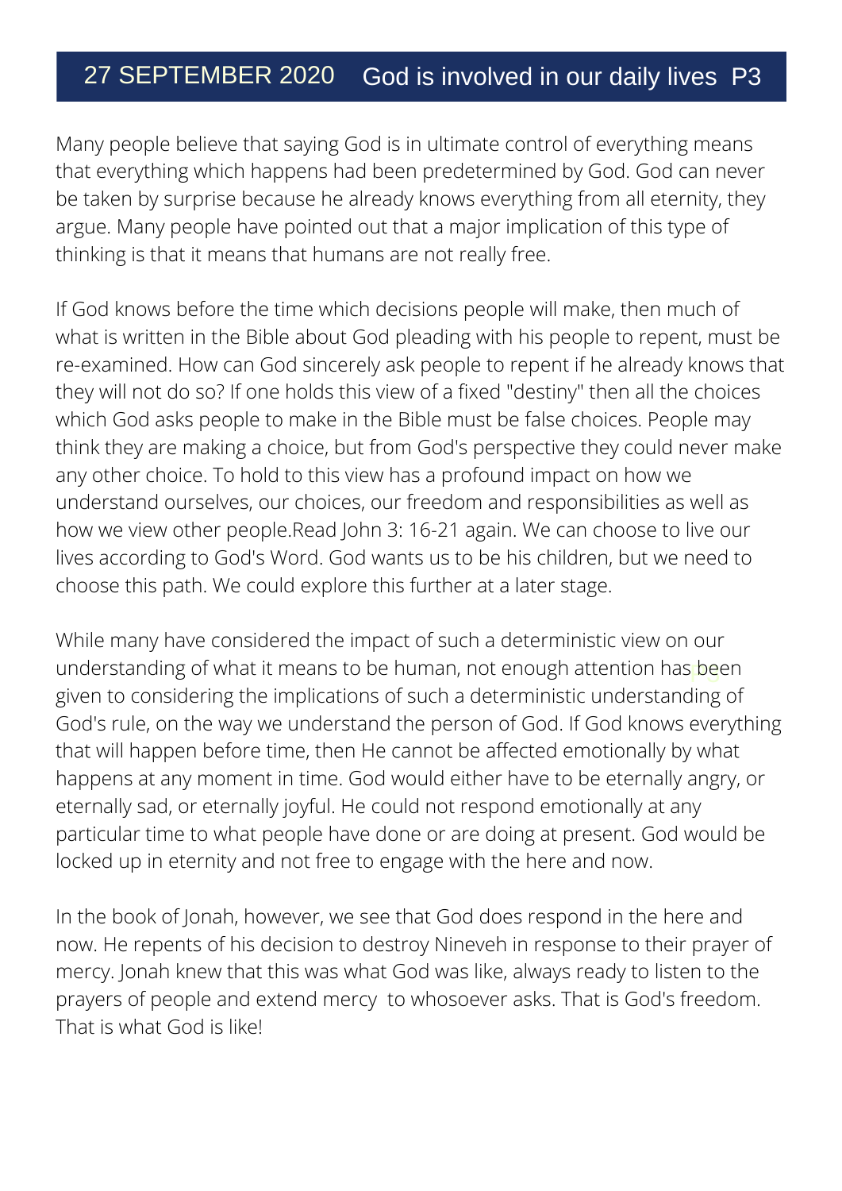## 27 SEPTEMBER 2020 God is involved in our daily lives P3

Many people believe that saying God is in ultimate control of everything means that everything which happens had been predetermined by God. God can never be taken by surprise because he already knows everything from all eternity, they argue. Many people have pointed out that a major implication of this type of thinking is that it means that humans are not really free.

If God knows before the time which decisions people will make, then much of what is written in the Bible about God pleading with his people to repent, must be re-examined. How can God sincerely ask people to repent if he already knows that they will not do so? If one holds this view of a fixed "destiny" then all the choices which God asks people to make in the Bible must be false choices. People may think they are making a choice, but from God's perspective they could never make any other choice. To hold to this view has a profound impact on how we understand ourselves, our choices, our freedom and responsibilities as well as how we view other people.Read John 3: 16-21 again. We can choose to live our lives according to God's Word. God wants us to be his children, but we need to choose this path. We could explore this further at a later stage.

While many have considered the impact of such a deterministic view on our understanding of what it means to be human, not enough attention has been given to considering the implications of such a deterministic understanding of God's rule, on the way we understand the person of God. If God knows everything that will happen before time, then He cannot be affected emotionally by what happens at any moment in time. God would either have to be eternally angry, or eternally sad, or eternally joyful. He could not respond emotionally at any particular time to what people have done or are doing at present. God would be locked up in eternity and not free to engage with the here and now.

In the book of Jonah, however, we see that God does respond in the here and now. He repents of his decision to destroy Nineveh in response to their prayer of mercy. Jonah knew that this was what God was like, always ready to listen to the prayers of people and extend mercy to whosoever asks. That is God's freedom. That is what God is like!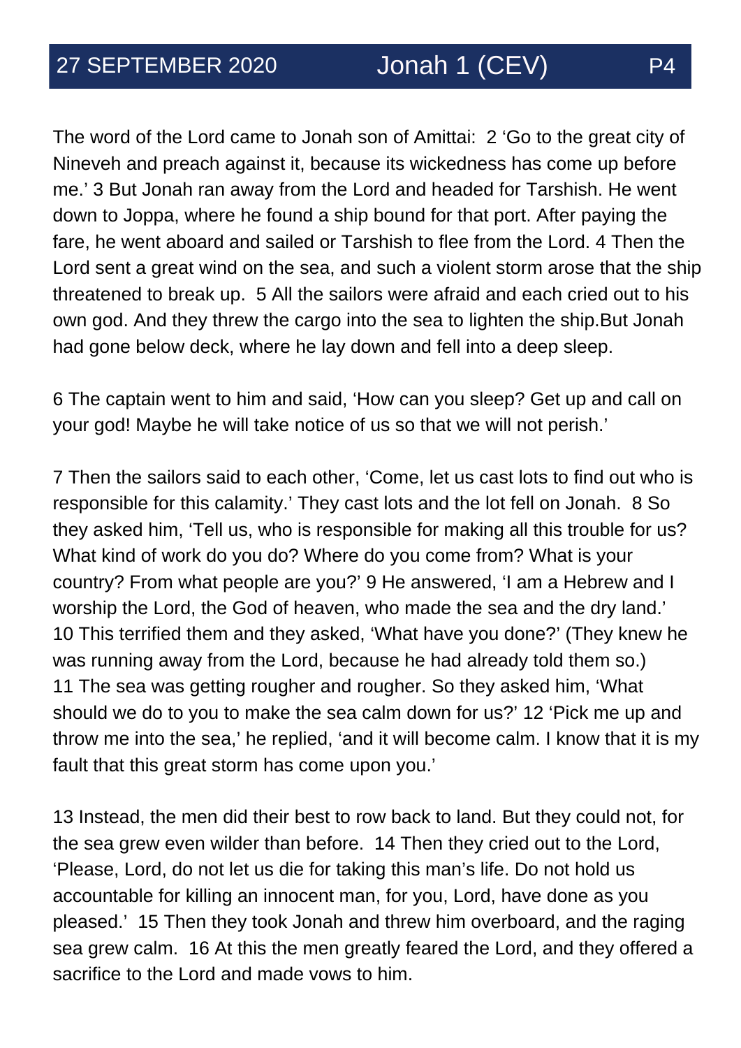# Jonah 1 (CEV)

The word of the Lord came to Jonah son of Amittai:  2 ‘Go to the great city of Nineveh and preach against it, because its wickedness has come up before me.’ 3 But Jonah ran away from the Lord and headed for Tarshish. He went down to Joppa, where he found a ship bound for that port. After paying the fare, he went aboard and sailed or Tarshish to flee from the Lord. 4 Then the Lord sent a great wind on the sea, and such a violent storm arose that the ship threatened to break up.  5 All the sailors were afraid and each cried out to his own god. And they threw the cargo into the sea to lighten the ship.But Jonah had gone below deck, where he lay down and fell into a deep sleep.

6 The captain went to him and said, ‘How can you sleep? Get up and call on your god! Maybe he will take notice of us so that we will not perish.’

7 Then the sailors said to each other, ‘Come, let us cast lots to find out who is responsible for this calamity.’ They cast lots and the lot fell on Jonah.  8 So they asked him, ‘Tell us, who is responsible for making all this trouble for us? What kind of work do you do? Where do you come from? What is your country? From what people are you?’ 9 He answered, ‘I am a Hebrew and I worship the Lord, the God of heaven, who made the sea and the dry land.’ 10 This terrified them and they asked, ‘What have you done?’ (They knew he was running away from the Lord, because he had already told them so.) 11 The sea was getting rougher and rougher. So they asked him, ‘What should we do to you to make the sea calm down for us?’ 12 ‘Pick me up and throw me into the sea,’ he replied, ‘and it will become calm. I know that it is my fault that this great storm has come upon you.’

13 Instead, the men did their best to row back to land. But they could not, for the sea grew even wilder than before.  14 Then they cried out to the Lord, ‘Please, Lord, do not let us die for taking this man’s life. Do not hold us accountable for killing an innocent man, for you, Lord, have done as you pleased.’  15 Then they took Jonah and threw him overboard, and the raging sea grew calm.  16 At this the men greatly feared the Lord, and they offered a sacrifice to the Lord and made vows to him.